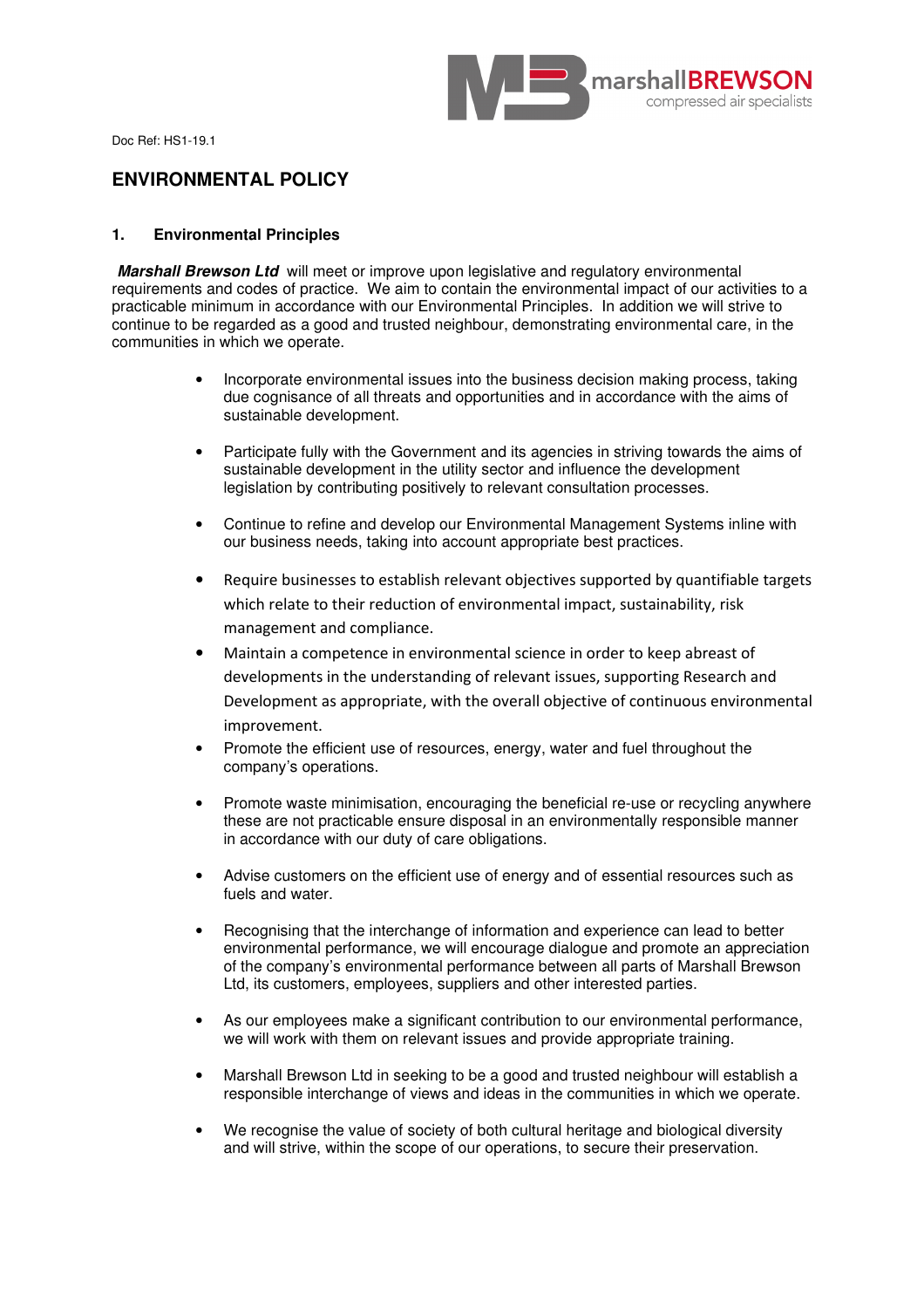Doc Ref: HS1-19.1

# ENVIRONMENTAL POLICY

## 1. Environmental Principles

***Marshall Brewson Ltd*** will meet or improve upon legislative and regulatory environmental requirements and codes of practice. We aim to contain the environmental impact of our activities to a practicable minimum in accordance with our Environmental Principles. In addition we will strive to continue to be regarded as a good and trusted neighbour, demonstrating environmental care, in the communities in which we operate.

- Incorporate environmental issues into the business decision making process, taking due cognisance of all threats and opportunities and in accordance with the aims of sustainable development.
- Participate fully with the Government and its agencies in striving towards the aims of sustainable development in the utility sector and influence the development legislation by contributing positively to relevant consultation processes.
- Continue to refine and develop our Environmental Management Systems inline with our business needs, taking into account appropriate best practices.
- Require businesses to establish relevant objectives supported by quantifiable targets which relate to their reduction of environmental impact, sustainability, risk management and compliance.
- Maintain a competence in environmental science in order to keep abreast of developments in the understanding of relevant issues, supporting Research and Development as appropriate, with the overall objective of continuous environmental improvement.
- Promote the efficient use of resources, energy, water and fuel throughout the company's operations.
- Promote waste minimisation, encouraging the beneficial re-use or recycling anywhere these are not practicable ensure disposal in an environmentally responsible manner in accordance with our duty of care obligations.
- Advise customers on the efficient use of energy and of essential resources such as fuels and water.
- Recognising that the interchange of information and experience can lead to better environmental performance, we will encourage dialogue and promote an appreciation of the company's environmental performance between all parts of Marshall Brewson Ltd, its customers, employees, suppliers and other interested parties.
- As our employees make a significant contribution to our environmental performance, we will work with them on relevant issues and provide appropriate training.
- Marshall Brewson Ltd in seeking to be a good and trusted neighbour will establish a responsible interchange of views and ideas in the communities in which we operate.
- We recognise the value of society of both cultural heritage and biological diversity and will strive, within the scope of our operations, to secure their preservation.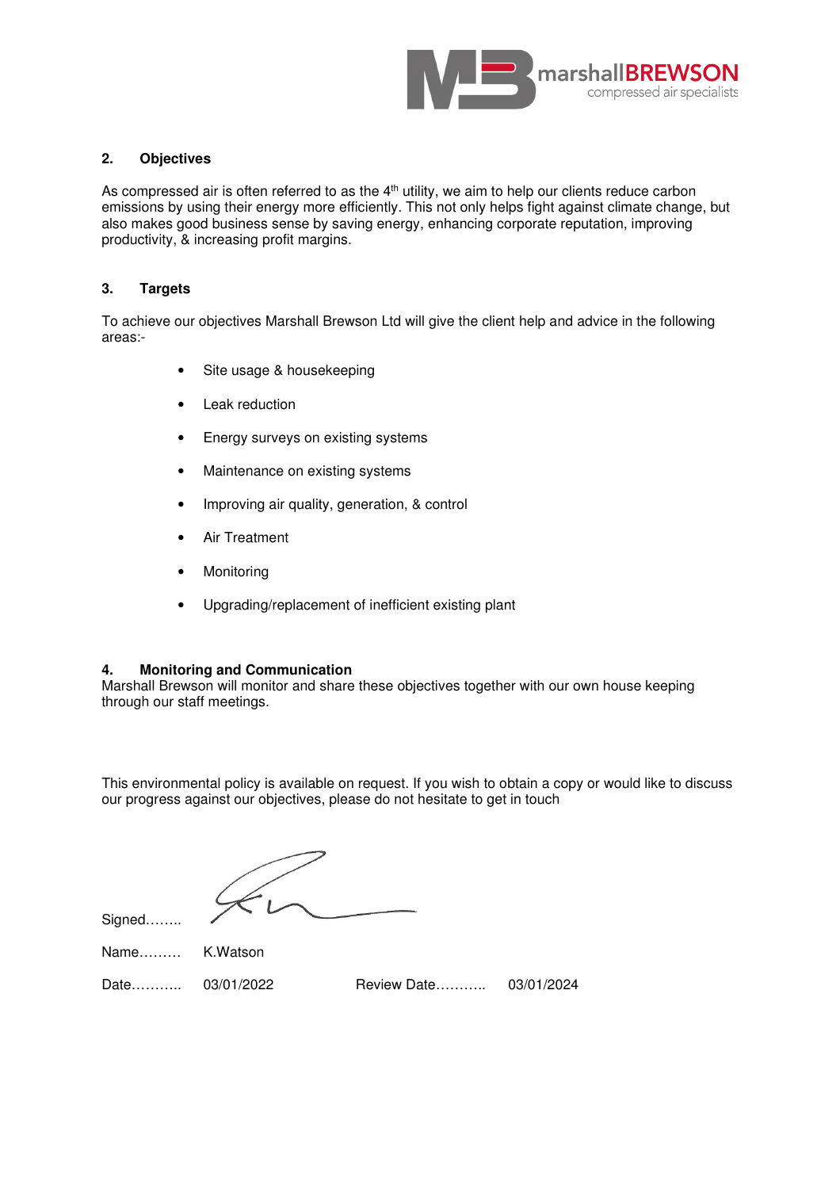## 2. Objectives

As compressed air is often referred to as the 4th utility, we aim to help our clients reduce carbon emissions by using their energy more efficiently. This not only helps fight against climate change, but also makes good business sense by saving energy, enhancing corporate reputation, improving productivity, & increasing profit margins.

## 3. Targets

To achieve our objectives Marshall Brewson Ltd will give the client help and advice in the following areas:-

- Site usage & housekeeping
- Leak reduction
- Energy surveys on existing systems
- Maintenance on existing systems
- Improving air quality, generation, & control
- Air Treatment
- Monitoring
- Upgrading/replacement of inefficient existing plant

## 4. Monitoring and Communication

Marshall Brewson will monitor and share these objectives together with our own house keeping through our staff meetings.

This environmental policy is available on request. If you wish to obtain a copy or would like to discuss our progress against our objectives, please do not hesitate to get in touch

Signed……..

Name……… K.Watson

Date……….. 03/01/2022 Review Date……….. 03/01/2024